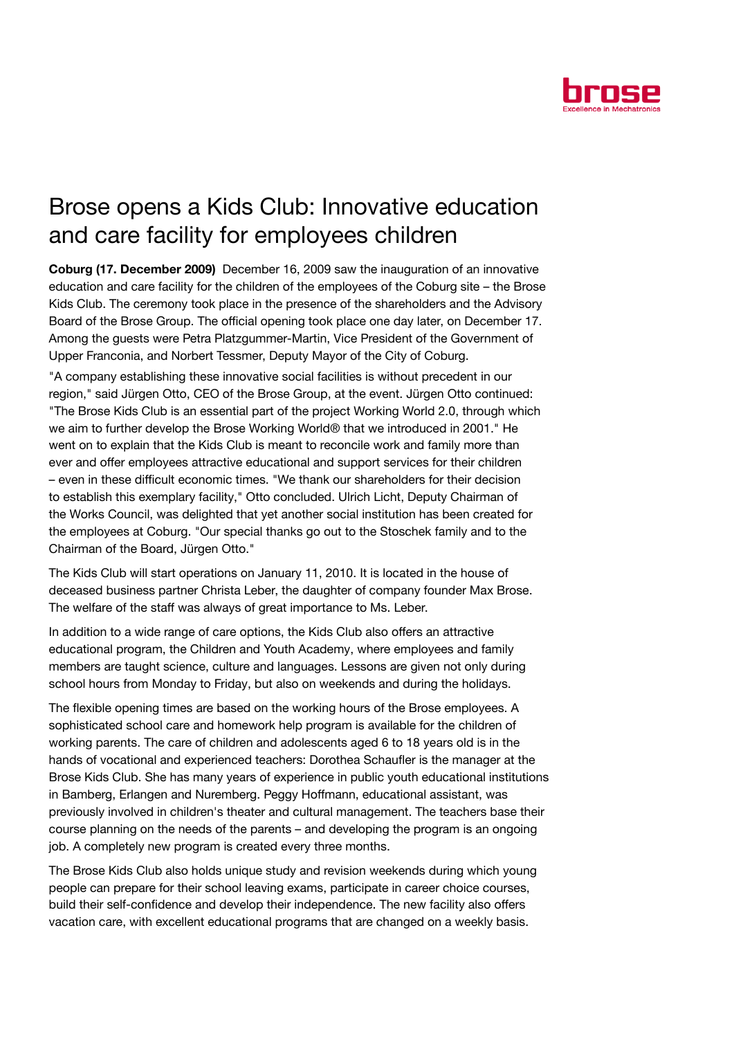# Brose opens a Kids Club: Innovative education and care facility for employees children

**Coburg (17. December 2009)** December 16, 2009 saw the inauguration of an innovative education and care facility for the children of the employees of the Coburg site – the Brose Kids Club. The ceremony took place in the presence of the shareholders and the Advisory Board of the Brose Group. The official opening took place one day later, on December 17. Among the guests were Petra Platzgummer-Martin, Vice President of the Government of Upper Franconia, and Norbert Tessmer, Deputy Mayor of the City of Coburg.

"A company establishing these innovative social facilities is without precedent in our region," said Jürgen Otto, CEO of the Brose Group, at the event. Jürgen Otto continued: "The Brose Kids Club is an essential part of the project Working World 2.0, through which we aim to further develop the Brose Working World® that we introduced in 2001." He went on to explain that the Kids Club is meant to reconcile work and family more than ever and offer employees attractive educational and support services for their children – even in these difficult economic times. "We thank our shareholders for their decision to establish this exemplary facility," Otto concluded. Ulrich Licht, Deputy Chairman of the Works Council, was delighted that yet another social institution has been created for the employees at Coburg. "Our special thanks go out to the Stoschek family and to the Chairman of the Board, Jürgen Otto."

The Kids Club will start operations on January 11, 2010. It is located in the house of deceased business partner Christa Leber, the daughter of company founder Max Brose. The welfare of the staff was always of great importance to Ms. Leber.

In addition to a wide range of care options, the Kids Club also offers an attractive educational program, the Children and Youth Academy, where employees and family members are taught science, culture and languages. Lessons are given not only during school hours from Monday to Friday, but also on weekends and during the holidays.

The flexible opening times are based on the working hours of the Brose employees. A sophisticated school care and homework help program is available for the children of working parents. The care of children and adolescents aged 6 to 18 years old is in the hands of vocational and experienced teachers: Dorothea Schaufler is the manager at the Brose Kids Club. She has many years of experience in public youth educational institutions in Bamberg, Erlangen and Nuremberg. Peggy Hoffmann, educational assistant, was previously involved in children's theater and cultural management. The teachers base their course planning on the needs of the parents – and developing the program is an ongoing job. A completely new program is created every three months.

The Brose Kids Club also holds unique study and revision weekends during which young people can prepare for their school leaving exams, participate in career choice courses, build their self-confidence and develop their independence. The new facility also offers vacation care, with excellent educational programs that are changed on a weekly basis.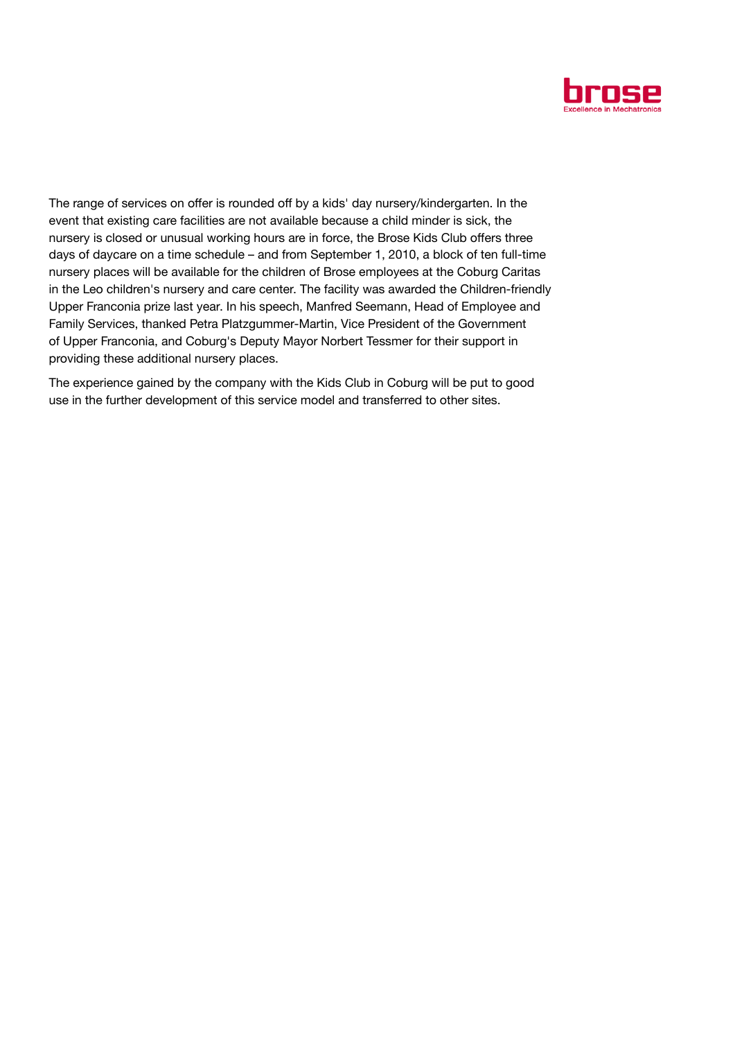The range of services on offer is rounded off by a kids' day nursery/kindergarten. In the event that existing care facilities are not available because a child minder is sick, the nursery is closed or unusual working hours are in force, the Brose Kids Club offers three days of daycare on a time schedule – and from September 1, 2010, a block of ten full-time nursery places will be available for the children of Brose employees at the Coburg Caritas in the Leo children's nursery and care center. The facility was awarded the Children-friendly Upper Franconia prize last year. In his speech, Manfred Seemann, Head of Employee and Family Services, thanked Petra Platzgummer-Martin, Vice President of the Government of Upper Franconia, and Coburg's Deputy Mayor Norbert Tessmer for their support in providing these additional nursery places.

The experience gained by the company with the Kids Club in Coburg will be put to good use in the further development of this service model and transferred to other sites.